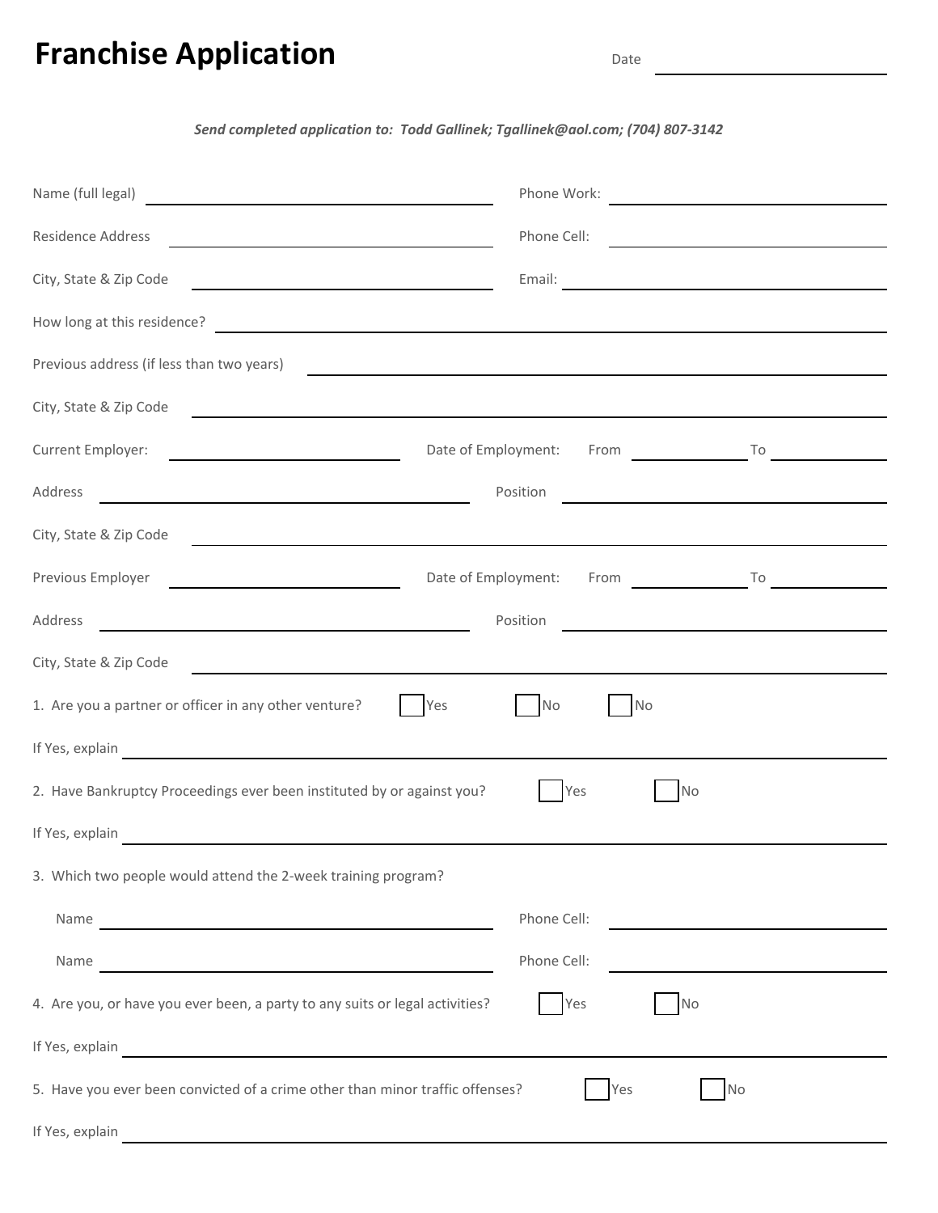# Franchise Application

Date ____________________

***Send completed application to: Todd Gallinek; Tgallinek@aol.com; (704) 807-3142***

Name (full legal) ____________________ Phone Work: ____________________

Residence Address ____________________ Phone Cell: ____________________

City, State & Zip Code ____________________ Email: ____________________

How long at this residence? ____________________

Previous address (if less than two years) ____________________

City, State & Zip Code ____________________

Current Employer: ____________________ Date of Employment: From __________ To __________

Address ____________________ Position ____________________

City, State & Zip Code ____________________

Previous Employer ____________________ Date of Employment: From __________ To __________

Address ____________________ Position ____________________

City, State & Zip Code ____________________

1. Are you a partner or officer in any other venture? ☐ Yes ☐ No ☐ No

If Yes, explain ____________________

2. Have Bankruptcy Proceedings ever been instituted by or against you? ☐ Yes ☐ No

If Yes, explain ____________________

3. Which two people would attend the 2-week training program?

Name ____________________ Phone Cell: ____________________

Name ____________________ Phone Cell: ____________________

4. Are you, or have you ever been, a party to any suits or legal activities? ☐ Yes ☐ No

If Yes, explain ____________________

5. Have you ever been convicted of a crime other than minor traffic offenses? ☐ Yes ☐ No

If Yes, explain ____________________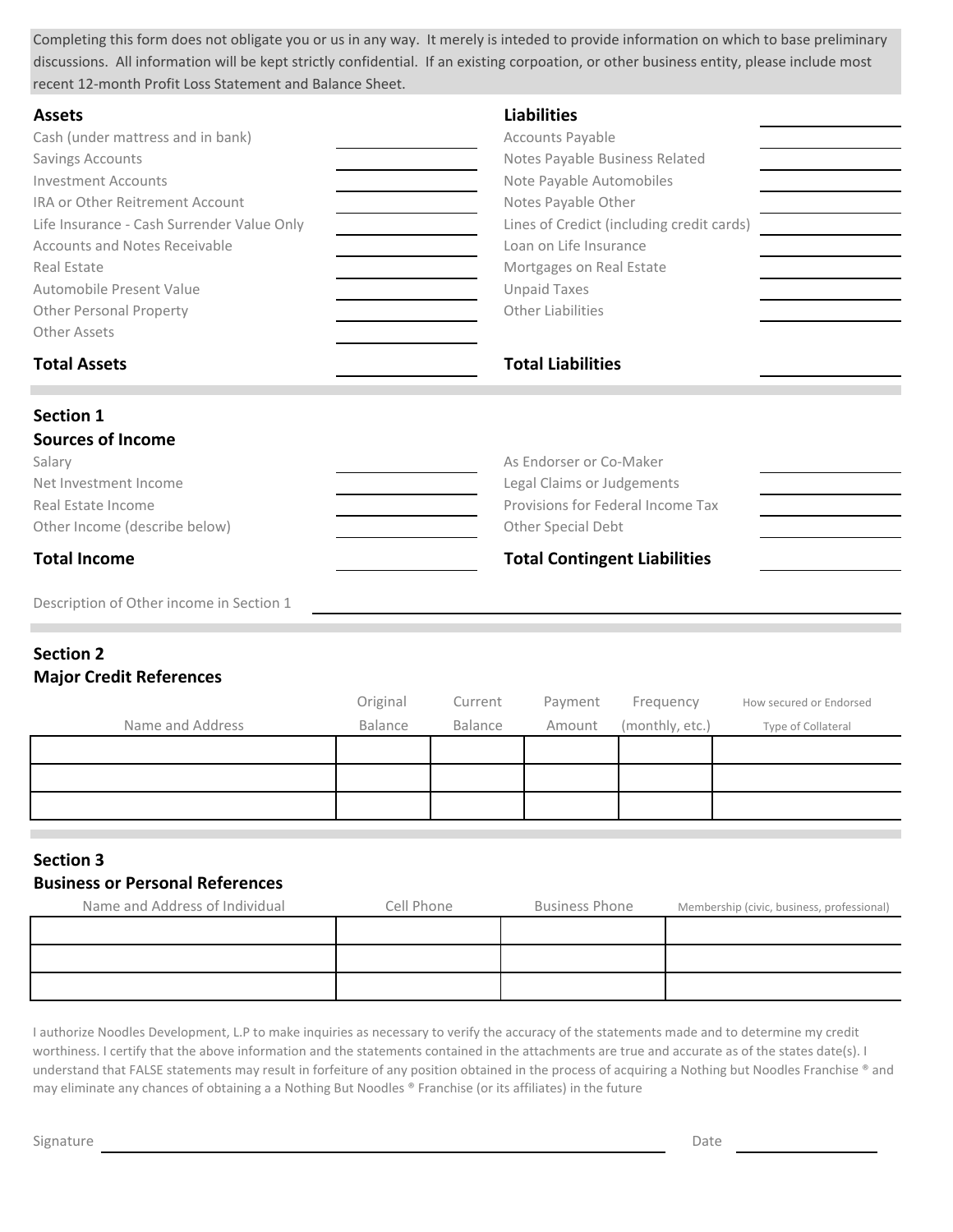Completing this form does not obligate you or us in any way. It merely is inteded to provide information on which to base preliminary discussions. All information will be kept strictly confidential. If an existing corpoation, or other business entity, please include most recent 12-month Profit Loss Statement and Balance Sheet.

| **Assets** | | **Liabilities** | |
|---|---|---|---|
| Cash (under mattress and in bank) | | Accounts Payable | |
| Savings Accounts | | Notes Payable Business Related | |
| Investment Accounts | | Note Payable Automobiles | |
| IRA or Other Reitrement Account | | Notes Payable Other | |
| Life Insurance - Cash Surrender Value Only | | Lines of Credict (including credit cards) | |
| Accounts and Notes Receivable | | Loan on Life Insurance | |
| Real Estate | | Mortgages on Real Estate | |
| Automobile Present Value | | Unpaid Taxes | |
| Other Personal Property | | Other Liabilities | |
| Other Assets | | | |
| **Total Assets** | | **Total Liabilities** | |

## Section 1
## Sources of Income

| | | | |
|---|---|---|---|
| Salary | | As Endorser or Co-Maker | |
| Net Investment Income | | Legal Claims or Judgements | |
| Real Estate Income | | Provisions for Federal Income Tax | |
| Other Income (describe below) | | Other Special Debt | |
| **Total Income** | | **Total Contingent Liabilities** | |

Description of Other income in Section 1 ______________________________

## Section 2
## Major Credit References

| Name and Address | Original Balance | Current Balance | Payment Amount | Frequency (monthly, etc.) | How secured or Endorsed Type of Collateral |
|---|---|---|---|---|---|
| | | | | | |
| | | | | | |
| | | | | | |

## Section 3
## Business or Personal References

| Name and Address of Individual | Cell Phone | Business Phone | Membership (civic, business, professional) |
|---|---|---|---|
| | | | |
| | | | |
| | | | |

I authorize Noodles Development, L.P to make inquiries as necessary to verify the accuracy of the statements made and to determine my credit worthiness. I certify that the above information and the statements contained in the attachments are true and accurate as of the states date(s). I understand that FALSE statements may result in forfeiture of any position obtained in the process of acquiring a Nothing but Noodles Franchise ® and may eliminate any chances of obtaining a a Nothing But Noodles ® Franchise (or its affiliates) in the future

Signature ______________________________ Date ______________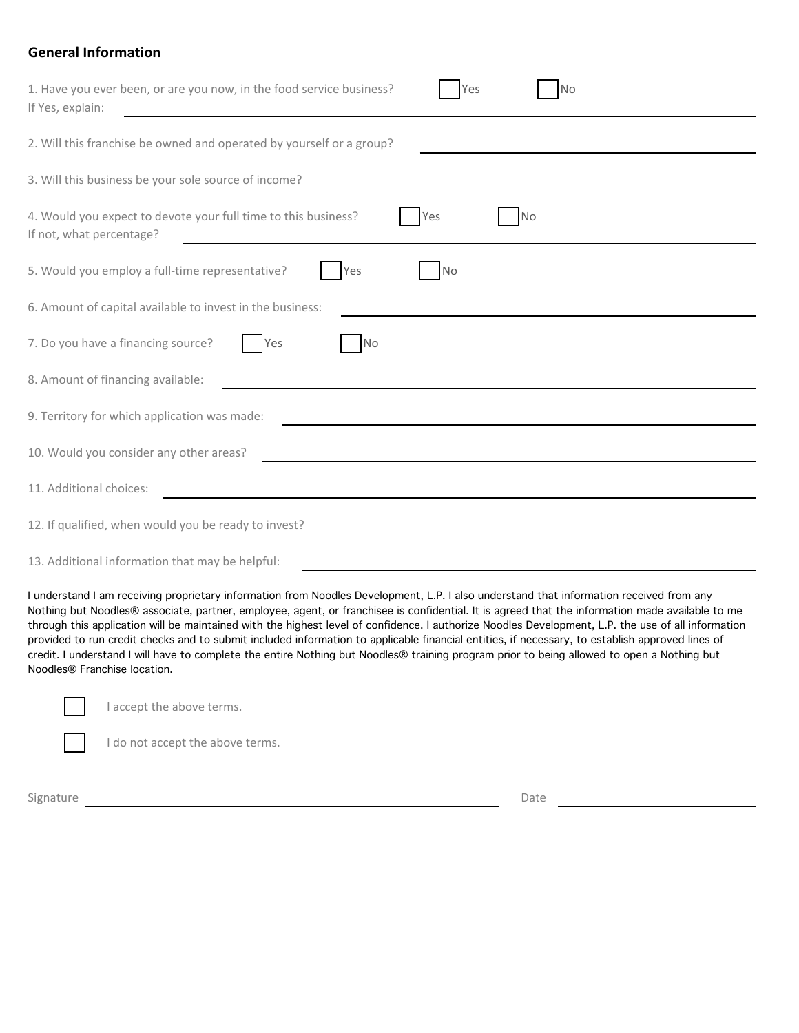## General Information

1. Have you ever been, or are you now, in the food service business? ☐ Yes ☐ No
If Yes, explain: ____________________

2. Will this franchise be owned and operated by yourself or a group? ____________________

3. Will this business be your sole source of income? ____________________

4. Would you expect to devote your full time to this business? ☐ Yes ☐ No
If not, what percentage? ____________________

5. Would you employ a full-time representative? ☐ Yes ☐ No

6. Amount of capital available to invest in the business: ____________________

7. Do you have a financing source? ☐ Yes ☐ No

8. Amount of financing available: ____________________

9. Territory for which application was made: ____________________

10. Would you consider any other areas? ____________________

11. Additional choices: ____________________

12. If qualified, when would you be ready to invest? ____________________

13. Additional information that may be helpful: ____________________

I understand I am receiving proprietary information from Noodles Development, L.P. I also understand that information received from any Nothing but Noodles® associate, partner, employee, agent, or franchisee is confidential. It is agreed that the information made available to me through this application will be maintained with the highest level of confidence. I authorize Noodles Development, L.P. the use of all information provided to run credit checks and to submit included information to applicable financial entities, if necessary, to establish approved lines of credit. I understand I will have to complete the entire Nothing but Noodles® training program prior to being allowed to open a Nothing but Noodles® Franchise location.

☐ I accept the above terms.

☐ I do not accept the above terms.

Signature ____________________ Date ____________________